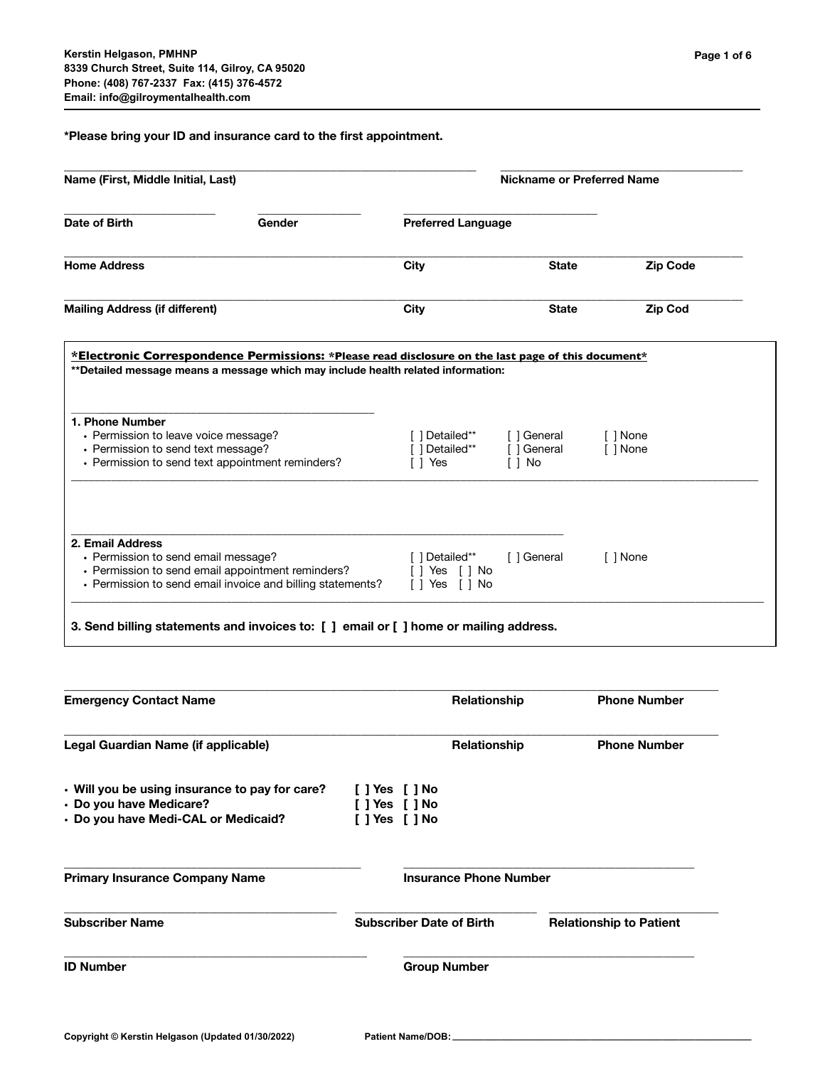**Kerstin Helgason, PMHNP**
**8339 Church Street, Suite 114, Gilroy, CA 95020**
**Phone: (408) 767-2337 Fax: (415) 376-4572**
**Email: info@gilroymentalhealth.com**

**\*Please bring your ID and insurance card to the first appointment.**

______________________________________ ______________________
**Name (First, Middle Initial, Last)** **Nickname or Preferred Name**

______________ __________ ____________________
**Date of Birth** **Gender** **Preferred Language**

______________________________________________________________
**Home Address** **City** **State** **Zip Code**

______________________________________________________________
**Mailing Address (if different)** **City** **State** **Zip Cod**

**\*Electronic Correspondence Permissions:** **\*Please read disclosure on the last page of this document\***
**\*\*Detailed message means a message which may include health related information:**

______________________________
**1. Phone Number**

- Permission to leave voice message? [ ] Detailed\*\* [ ] General [ ] None
- Permission to send text message? [ ] Detailed\*\* [ ] General [ ] None
- Permission to send text appointment reminders? [ ] Yes [ ] No

______________________________________________
**2. Email Address**

- Permission to send email message? [ ] Detailed\*\* [ ] General [ ] None
- Permission to send email appointment reminders? [ ] Yes [ ] No
- Permission to send email invoice and billing statements? [ ] Yes [ ] No

**3. Send billing statements and invoices to: [ ] email or [ ] home or mailing address.**

______________________________________________________________
**Emergency Contact Name** **Relationship** **Phone Number**

______________________________________________________________
**Legal Guardian Name (if applicable)** **Relationship** **Phone Number**

- **Will you be using insurance to pay for care?** **[ ] Yes [ ] No**
- **Do you have Medicare?** **[ ] Yes [ ] No**
- **Do you have Medi-CAL or Medicaid?** **[ ] Yes [ ] No**

____________________________ ____________________________
**Primary Insurance Company Name** **Insurance Phone Number**

__________________________ ________________ ________________
**Subscriber Name** **Subscriber Date of Birth** **Relationship to Patient**

____________________________ ____________________________
**ID Number** **Group Number**

Copyright © Kerstin Helgason (Updated 01/30/2022) Patient Name/DOB: ______________________________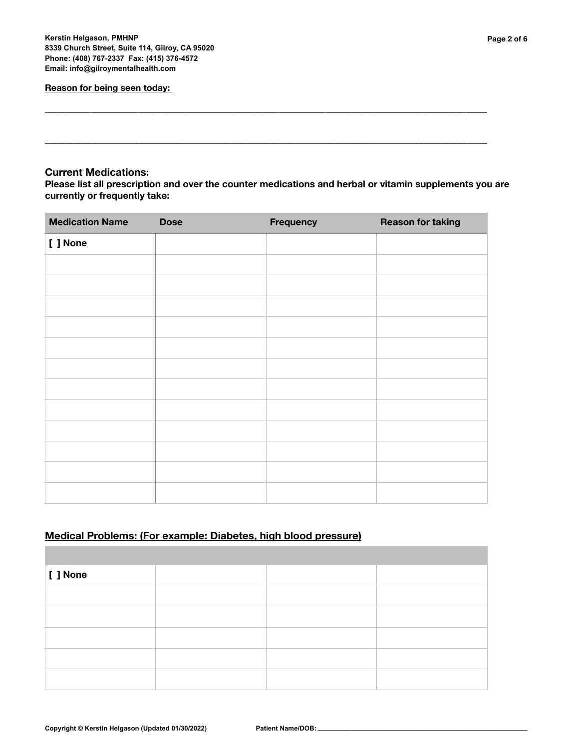**Reason for being seen today:**

\_\_\_\_\_\_\_\_\_\_\_\_\_\_\_\_\_\_\_\_\_\_\_\_\_\_\_\_\_\_\_\_\_\_\_\_\_\_\_\_\_\_\_\_\_\_\_\_\_\_\_\_\_\_\_\_\_\_\_\_\_\_\_\_\_\_\_\_\_\_\_\_\_\_\_\_\_\_

\_\_\_\_\_\_\_\_\_\_\_\_\_\_\_\_\_\_\_\_\_\_\_\_\_\_\_\_\_\_\_\_\_\_\_\_\_\_\_\_\_\_\_\_\_\_\_\_\_\_\_\_\_\_\_\_\_\_\_\_\_\_\_\_\_\_\_\_\_\_\_\_\_\_\_\_\_\_

## Current Medications:

**Please list all prescription and over the counter medications and herbal or vitamin supplements you are currently or frequently take:**

| Medication Name | Dose | Frequency | Reason for taking |
|---|---|---|---|
| [ ] None | | | |
| | | | |
| | | | |
| | | | |
| | | | |
| | | | |
| | | | |
| | | | |
| | | | |
| | | | |
| | | | |
| | | | |
| | | | |

## Medical Problems: (For example: Diabetes, high blood pressure)

| | | | |
|---|---|---|---|
| [ ] None | | | |
| | | | |
| | | | |
| | | | |
| | | | |
| | | | |

Patient Name/DOB: \_\_\_\_\_\_\_\_\_\_\_\_\_\_\_\_\_\_\_\_\_\_\_\_\_\_\_\_\_\_\_\_\_\_\_\_\_\_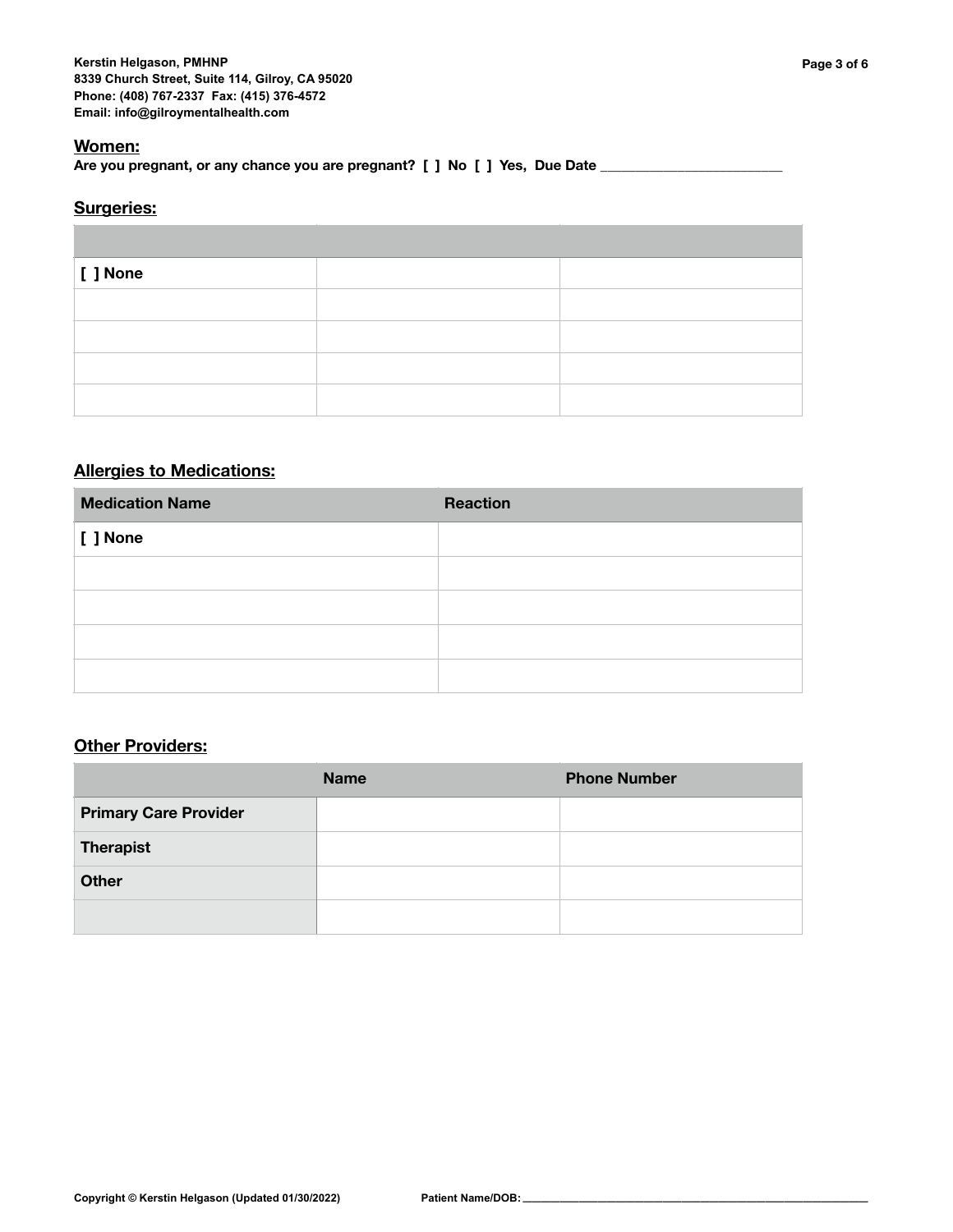**Women:**

**Are you pregnant, or any chance you are pregnant? [ ] No [ ] Yes, Due Date ________________________**

## Surgeries:

| | | |
|---|---|---|
| **[ ] None** | | |
| | | |
| | | |
| | | |
| | | |

## Allergies to Medications:

| Medication Name | Reaction |
|---|---|
| **[ ] None** | |
| | |
| | |
| | |
| | |

## Other Providers:

| | Name | Phone Number |
|---|---|---|
| **Primary Care Provider** | | |
| **Therapist** | | |
| **Other** | | |
| | | |

Copyright © Kerstin Helgason (Updated 01/30/2022)

Patient Name/DOB: ____________________________________________________________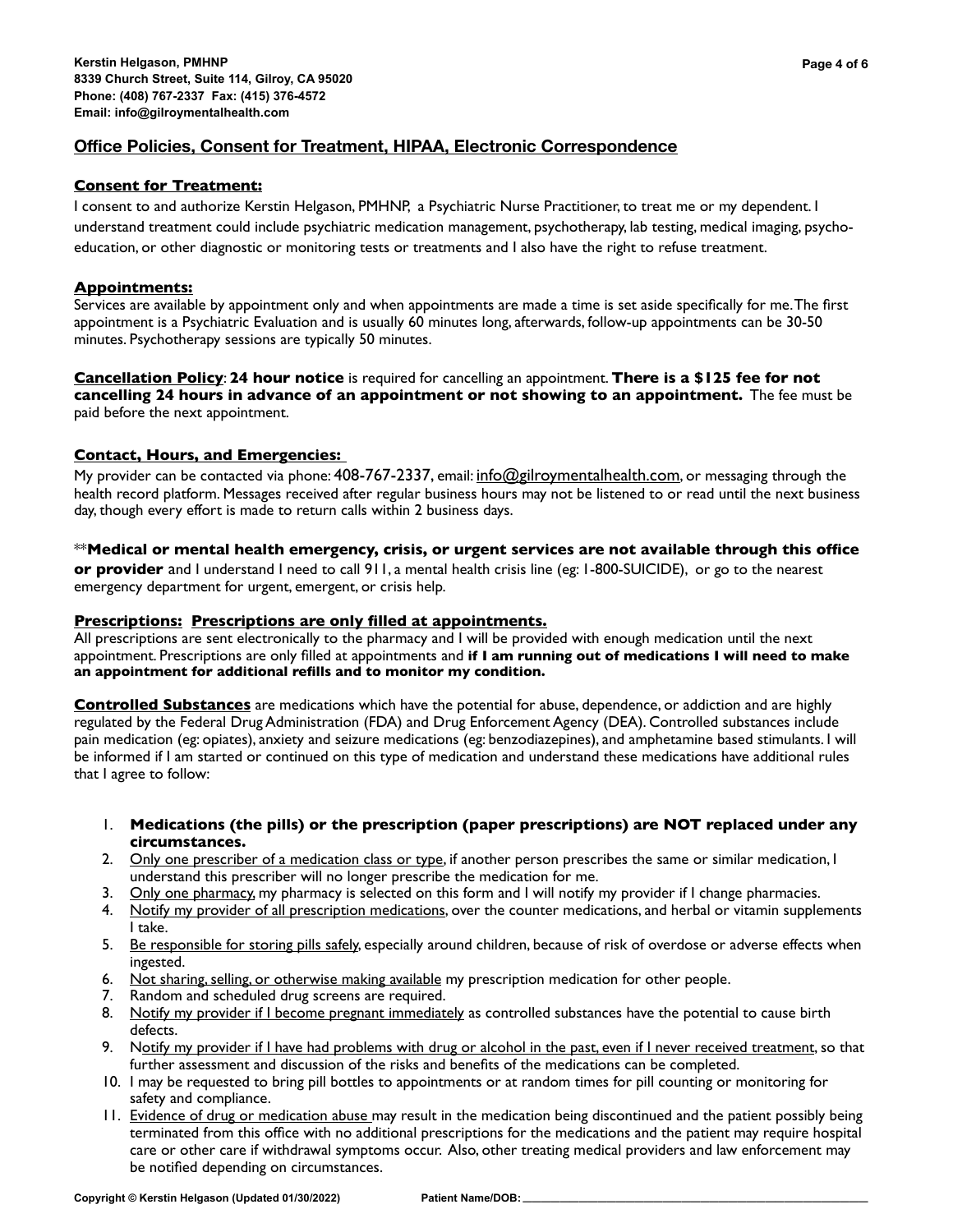Kerstin Helgason, PMHNP
8339 Church Street, Suite 114, Gilroy, CA 95020
Phone: (408) 767-2337 Fax: (415) 376-4572
Email: info@gilroymentalhealth.com

## Office Policies, Consent for Treatment, HIPAA, Electronic Correspondence

### Consent for Treatment:

I consent to and authorize Kerstin Helgason, PMHNP, a Psychiatric Nurse Practitioner, to treat me or my dependent. I understand treatment could include psychiatric medication management, psychotherapy, lab testing, medical imaging, psycho-education, or other diagnostic or monitoring tests or treatments and I also have the right to refuse treatment.

### Appointments:

Services are available by appointment only and when appointments are made a time is set aside specifically for me. The first appointment is a Psychiatric Evaluation and is usually 60 minutes long, afterwards, follow-up appointments can be 30-50 minutes. Psychotherapy sessions are typically 50 minutes.

**Cancellation Policy**: **24 hour notice** is required for cancelling an appointment. **There is a $125 fee for not cancelling 24 hours in advance of an appointment or not showing to an appointment.** The fee must be paid before the next appointment.

### Contact, Hours, and Emergencies:

My provider can be contacted via phone: 408-767-2337, email: info@gilroymentalhealth.com, or messaging through the health record platform. Messages received after regular business hours may not be listened to or read until the next business day, though every effort is made to return calls within 2 business days.

\*\***Medical or mental health emergency, crisis, or urgent services are not available through this office or provider** and I understand I need to call 911, a mental health crisis line (eg: 1-800-SUICIDE), or go to the nearest emergency department for urgent, emergent, or crisis help.

### Prescriptions: Prescriptions are only filled at appointments.

All prescriptions are sent electronically to the pharmacy and I will be provided with enough medication until the next appointment. Prescriptions are only filled at appointments and **if I am running out of medications I will need to make an appointment for additional refills and to monitor my condition.**

**Controlled Substances** are medications which have the potential for abuse, dependence, or addiction and are highly regulated by the Federal Drug Administration (FDA) and Drug Enforcement Agency (DEA). Controlled substances include pain medication (eg: opiates), anxiety and seizure medications (eg: benzodiazepines), and amphetamine based stimulants. I will be informed if I am started or continued on this type of medication and understand these medications have additional rules that I agree to follow:

1. **Medications (the pills) or the prescription (paper prescriptions) are NOT replaced under any circumstances.**
2. Only one prescriber of a medication class or type, if another person prescribes the same or similar medication, I understand this prescriber will no longer prescribe the medication for me.
3. Only one pharmacy, my pharmacy is selected on this form and I will notify my provider if I change pharmacies.
4. Notify my provider of all prescription medications, over the counter medications, and herbal or vitamin supplements I take.
5. Be responsible for storing pills safely, especially around children, because of risk of overdose or adverse effects when ingested.
6. Not sharing, selling, or otherwise making available my prescription medication for other people.
7. Random and scheduled drug screens are required.
8. Notify my provider if I become pregnant immediately as controlled substances have the potential to cause birth defects.
9. Notify my provider if I have had problems with drug or alcohol in the past, even if I never received treatment, so that further assessment and discussion of the risks and benefits of the medications can be completed.
10. I may be requested to bring pill bottles to appointments or at random times for pill counting or monitoring for safety and compliance.
11. Evidence of drug or medication abuse may result in the medication being discontinued and the patient possibly being terminated from this office with no additional prescriptions for the medications and the patient may require hospital care or other care if withdrawal symptoms occur. Also, other treating medical providers and law enforcement may be notified depending on circumstances.

Copyright © Kerstin Helgason (Updated 01/30/2022) Patient Name/DOB: ____________________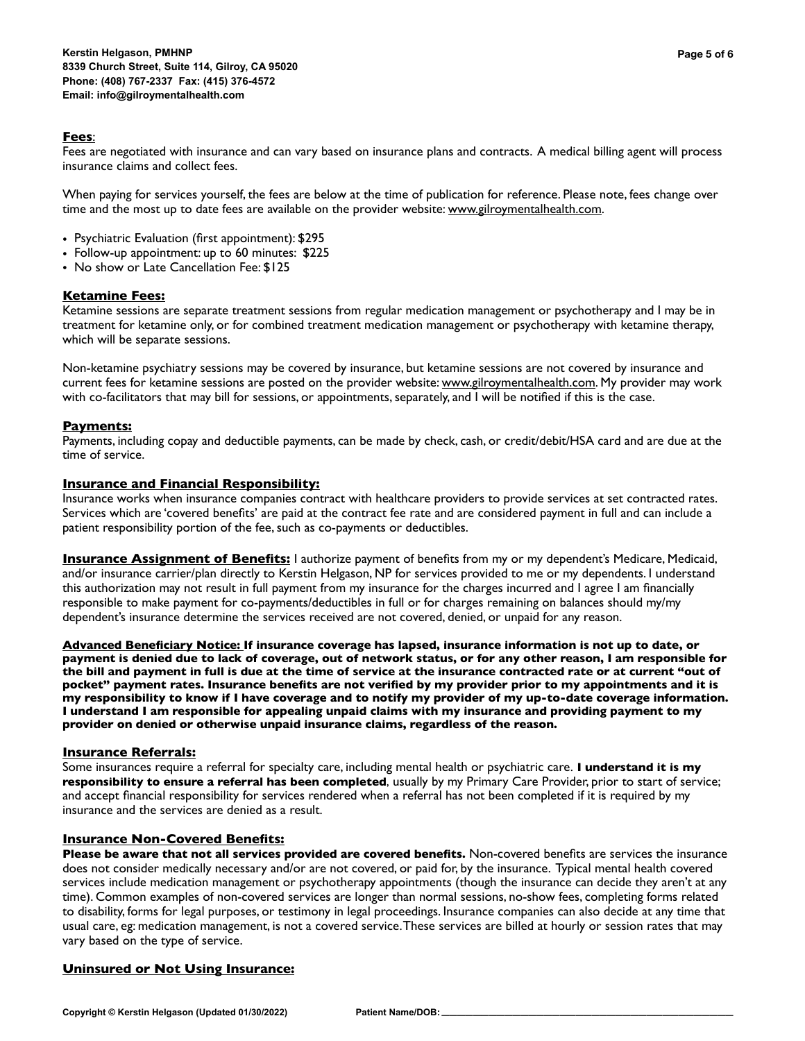**Fees**:

Fees are negotiated with insurance and can vary based on insurance plans and contracts. A medical billing agent will process insurance claims and collect fees.

When paying for services yourself, the fees are below at the time of publication for reference. Please note, fees change over time and the most up to date fees are available on the provider website: www.gilroymentalhealth.com.

- Psychiatric Evaluation (first appointment): $295
- Follow-up appointment: up to 60 minutes: $225
- No show or Late Cancellation Fee: $125

**Ketamine Fees:**

Ketamine sessions are separate treatment sessions from regular medication management or psychotherapy and I may be in treatment for ketamine only, or for combined treatment medication management or psychotherapy with ketamine therapy, which will be separate sessions.

Non-ketamine psychiatry sessions may be covered by insurance, but ketamine sessions are not covered by insurance and current fees for ketamine sessions are posted on the provider website: www.gilroymentalhealth.com. My provider may work with co-facilitators that may bill for sessions, or appointments, separately, and I will be notified if this is the case.

**Payments:**

Payments, including copay and deductible payments, can be made by check, cash, or credit/debit/HSA card and are due at the time of service.

**Insurance and Financial Responsibility:**

Insurance works when insurance companies contract with healthcare providers to provide services at set contracted rates. Services which are 'covered benefits' are paid at the contract fee rate and are considered payment in full and can include a patient responsibility portion of the fee, such as co-payments or deductibles.

**Insurance Assignment of Benefits:** I authorize payment of benefits from my or my dependent's Medicare, Medicaid, and/or insurance carrier/plan directly to Kerstin Helgason, NP for services provided to me or my dependents. I understand this authorization may not result in full payment from my insurance for the charges incurred and I agree I am financially responsible to make payment for co-payments/deductibles in full or for charges remaining on balances should my/my dependent's insurance determine the services received are not covered, denied, or unpaid for any reason.

**Advanced Beneficiary Notice: If insurance coverage has lapsed, insurance information is not up to date, or payment is denied due to lack of coverage, out of network status, or for any other reason, I am responsible for the bill and payment in full is due at the time of service at the insurance contracted rate or at current "out of pocket" payment rates. Insurance benefits are not verified by my provider prior to my appointments and it is my responsibility to know if I have coverage and to notify my provider of my up-to-date coverage information. I understand I am responsible for appealing unpaid claims with my insurance and providing payment to my provider on denied or otherwise unpaid insurance claims, regardless of the reason.**

**Insurance Referrals:**

Some insurances require a referral for specialty care, including mental health or psychiatric care. **I understand it is my responsibility to ensure a referral has been completed**, usually by my Primary Care Provider, prior to start of service; and accept financial responsibility for services rendered when a referral has not been completed if it is required by my insurance and the services are denied as a result.

**Insurance Non-Covered Benefits:**

**Please be aware that not all services provided are covered benefits.** Non-covered benefits are services the insurance does not consider medically necessary and/or are not covered, or paid for, by the insurance. Typical mental health covered services include medication management or psychotherapy appointments (though the insurance can decide they aren't at any time). Common examples of non-covered services are longer than normal sessions, no-show fees, completing forms related to disability, forms for legal purposes, or testimony in legal proceedings. Insurance companies can also decide at any time that usual care, eg: medication management, is not a covered service. These services are billed at hourly or session rates that may vary based on the type of service.

**Uninsured or Not Using Insurance:**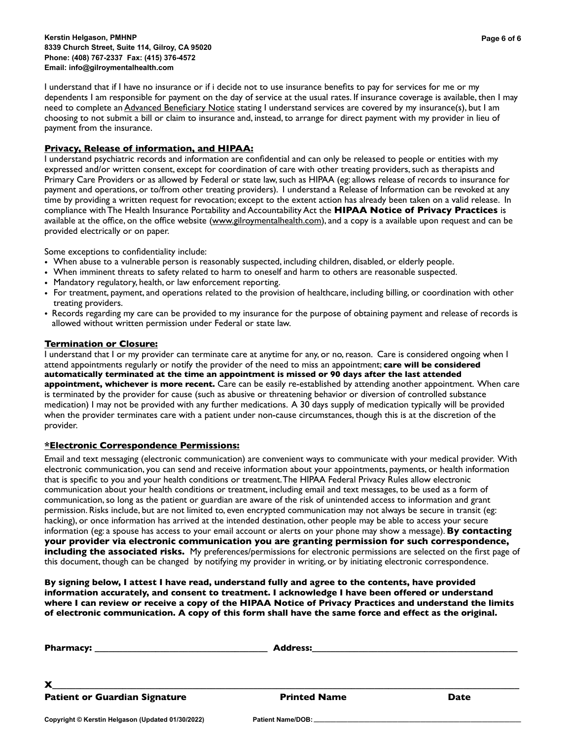I understand that if I have no insurance or if i decide not to use insurance benefits to pay for services for me or my dependents I am responsible for payment on the day of service at the usual rates. If insurance coverage is available, then I may need to complete an Advanced Beneficiary Notice stating I understand services are covered by my insurance(s), but I am choosing to not submit a bill or claim to insurance and, instead, to arrange for direct payment with my provider in lieu of payment from the insurance.

## Privacy, Release of information, and HIPAA:

I understand psychiatric records and information are confidential and can only be released to people or entities with my expressed and/or written consent, except for coordination of care with other treating providers, such as therapists and Primary Care Providers or as allowed by Federal or state law, such as HIPAA (eg: allows release of records to insurance for payment and operations, or to/from other treating providers). I understand a Release of Information can be revoked at any time by providing a written request for revocation; except to the extent action has already been taken on a valid release. In compliance with The Health Insurance Portability and Accountability Act the **HIPAA Notice of Privacy Practices** is available at the office, on the office website (www.gilroymentalhealth.com), and a copy is a available upon request and can be provided electrically or on paper.

Some exceptions to confidentiality include:

- When abuse to a vulnerable person is reasonably suspected, including children, disabled, or elderly people.
- When imminent threats to safety related to harm to oneself and harm to others are reasonable suspected.
- Mandatory regulatory, health, or law enforcement reporting.
- For treatment, payment, and operations related to the provision of healthcare, including billing, or coordination with other treating providers.
- Records regarding my care can be provided to my insurance for the purpose of obtaining payment and release of records is allowed without written permission under Federal or state law.

## Termination or Closure:

I understand that I or my provider can terminate care at anytime for any, or no, reason. Care is considered ongoing when I attend appointments regularly or notify the provider of the need to miss an appointment; **care will be considered automatically terminated at the time an appointment is missed or 90 days after the last attended appointment, whichever is more recent.** Care can be easily re-established by attending another appointment. When care is terminated by the provider for cause (such as abusive or threatening behavior or diversion of controlled substance medication) I may not be provided with any further medications. A 30 days supply of medication typically will be provided when the provider terminates care with a patient under non-cause circumstances, though this is at the discretion of the provider.

## *Electronic Correspondence Permissions:

Email and text messaging (electronic communication) are convenient ways to communicate with your medical provider. With electronic communication, you can send and receive information about your appointments, payments, or health information that is specific to you and your health conditions or treatment. The HIPAA Federal Privacy Rules allow electronic communication about your health conditions or treatment, including email and text messages, to be used as a form of communication, so long as the patient or guardian are aware of the risk of unintended access to information and grant permission. Risks include, but are not limited to, even encrypted communication may not always be secure in transit (eg: hacking), or once information has arrived at the intended destination, other people may be able to access your secure information (eg: a spouse has access to your email account or alerts on your phone may show a message). **By contacting your provider via electronic communication you are granting permission for such correspondence, including the associated risks.** My preferences/permissions for electronic permissions are selected on the first page of this document, though can be changed by notifying my provider in writing, or by initiating electronic correspondence.

**By signing below, I attest I have read, understand fully and agree to the contents, have provided information accurately, and consent to treatment. I acknowledge I have been offered or understand where I can review or receive a copy of the HIPAA Notice of Privacy Practices and understand the limits of electronic communication. A copy of this form shall have the same force and effect as the original.**

**Pharmacy:** ___________________________________ **Address:** ___________________________________________

**X**________________________________________________________________________________________

**Patient or Guardian Signature** **Printed Name** **Date**

Copyright © Kerstin Helgason (Updated 01/30/2022) Patient Name/DOB: ______________________________